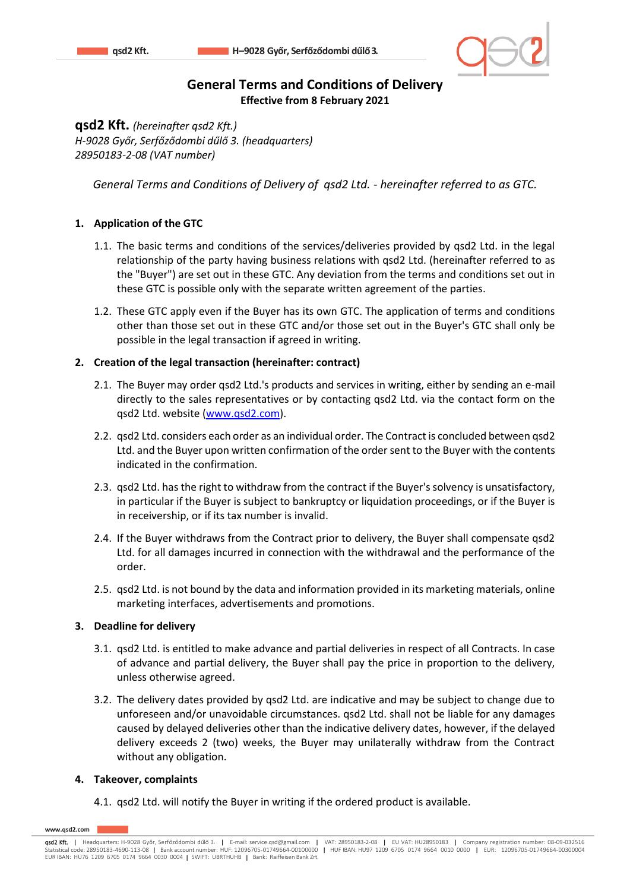# General Terms and Conditions of Delivery

**Effective from 8 February 2021**

**qsd2 Kft.** *(hereinafter qsd2 Kft.)*
*H-9028 Győr, Serfőződombi dűlő 3. (headquarters)*
*28950183-2-08 (VAT number)*

*General Terms and Conditions of Delivery of qsd2 Ltd. - hereinafter referred to as GTC.*

## 1. Application of the GTC

1.1. The basic terms and conditions of the services/deliveries provided by qsd2 Ltd. in the legal relationship of the party having business relations with qsd2 Ltd. (hereinafter referred to as the "Buyer") are set out in these GTC. Any deviation from the terms and conditions set out in these GTC is possible only with the separate written agreement of the parties.

1.2. These GTC apply even if the Buyer has its own GTC. The application of terms and conditions other than those set out in these GTC and/or those set out in the Buyer's GTC shall only be possible in the legal transaction if agreed in writing.

## 2. Creation of the legal transaction (hereinafter: contract)

2.1. The Buyer may order qsd2 Ltd.'s products and services in writing, either by sending an e-mail directly to the sales representatives or by contacting qsd2 Ltd. via the contact form on the qsd2 Ltd. website (www.qsd2.com).

2.2. qsd2 Ltd. considers each order as an individual order. The Contract is concluded between qsd2 Ltd. and the Buyer upon written confirmation of the order sent to the Buyer with the contents indicated in the confirmation.

2.3. qsd2 Ltd. has the right to withdraw from the contract if the Buyer's solvency is unsatisfactory, in particular if the Buyer is subject to bankruptcy or liquidation proceedings, or if the Buyer is in receivership, or if its tax number is invalid.

2.4. If the Buyer withdraws from the Contract prior to delivery, the Buyer shall compensate qsd2 Ltd. for all damages incurred in connection with the withdrawal and the performance of the order.

2.5. qsd2 Ltd. is not bound by the data and information provided in its marketing materials, online marketing interfaces, advertisements and promotions.

## 3. Deadline for delivery

3.1. qsd2 Ltd. is entitled to make advance and partial deliveries in respect of all Contracts. In case of advance and partial delivery, the Buyer shall pay the price in proportion to the delivery, unless otherwise agreed.

3.2. The delivery dates provided by qsd2 Ltd. are indicative and may be subject to change due to unforeseen and/or unavoidable circumstances. qsd2 Ltd. shall not be liable for any damages caused by delayed deliveries other than the indicative delivery dates, however, if the delayed delivery exceeds 2 (two) weeks, the Buyer may unilaterally withdraw from the Contract without any obligation.

## 4. Takeover, complaints

4.1. qsd2 Ltd. will notify the Buyer in writing if the ordered product is available.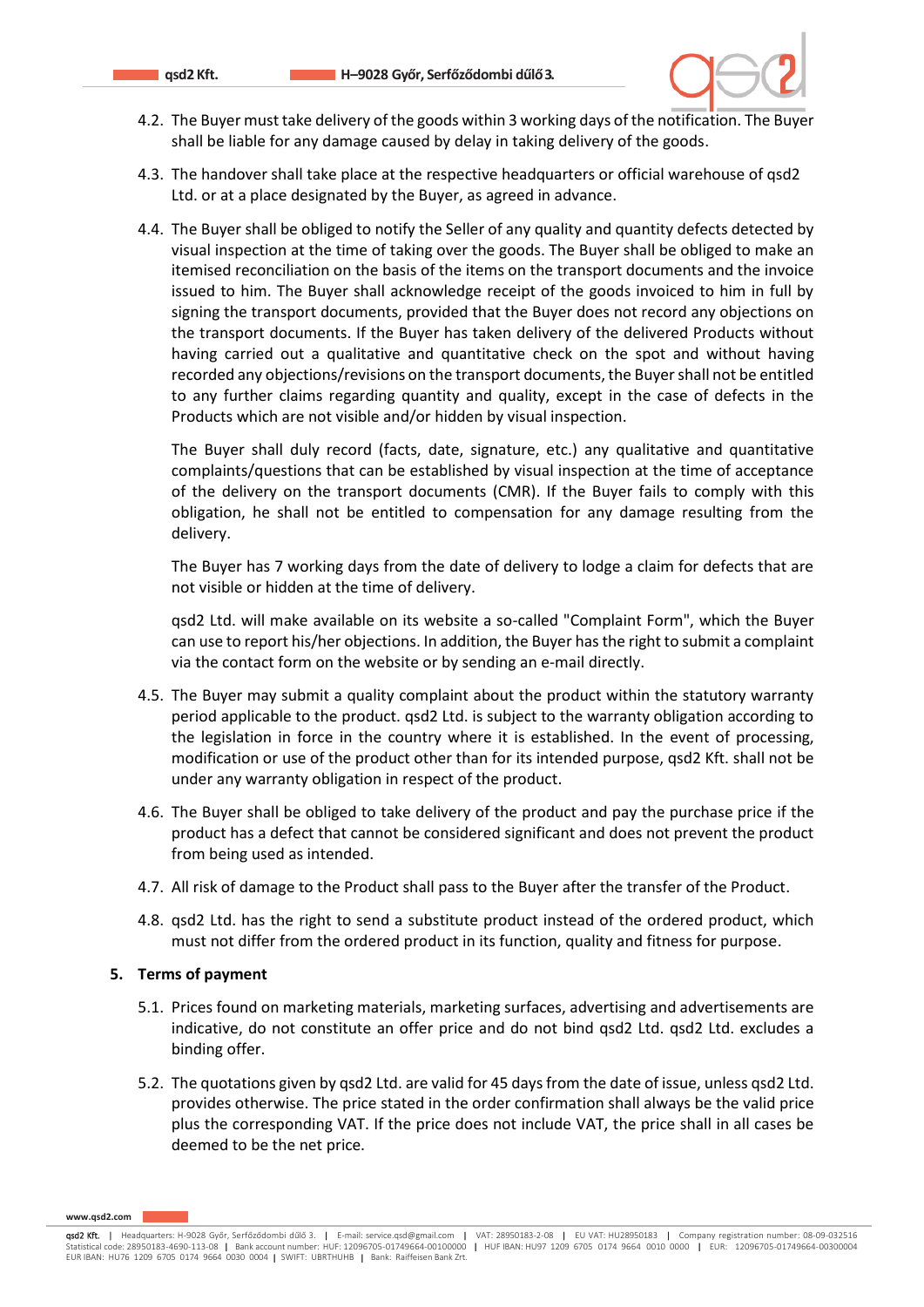4.2. The Buyer must take delivery of the goods within 3 working days of the notification. The Buyer shall be liable for any damage caused by delay in taking delivery of the goods.

4.3. The handover shall take place at the respective headquarters or official warehouse of qsd2 Ltd. or at a place designated by the Buyer, as agreed in advance.

4.4. The Buyer shall be obliged to notify the Seller of any quality and quantity defects detected by visual inspection at the time of taking over the goods. The Buyer shall be obliged to make an itemised reconciliation on the basis of the items on the transport documents and the invoice issued to him. The Buyer shall acknowledge receipt of the goods invoiced to him in full by signing the transport documents, provided that the Buyer does not record any objections on the transport documents. If the Buyer has taken delivery of the delivered Products without having carried out a qualitative and quantitative check on the spot and without having recorded any objections/revisions on the transport documents, the Buyer shall not be entitled to any further claims regarding quantity and quality, except in the case of defects in the Products which are not visible and/or hidden by visual inspection.

The Buyer shall duly record (facts, date, signature, etc.) any qualitative and quantitative complaints/questions that can be established by visual inspection at the time of acceptance of the delivery on the transport documents (CMR). If the Buyer fails to comply with this obligation, he shall not be entitled to compensation for any damage resulting from the delivery.

The Buyer has 7 working days from the date of delivery to lodge a claim for defects that are not visible or hidden at the time of delivery.

qsd2 Ltd. will make available on its website a so-called "Complaint Form", which the Buyer can use to report his/her objections. In addition, the Buyer has the right to submit a complaint via the contact form on the website or by sending an e-mail directly.

4.5. The Buyer may submit a quality complaint about the product within the statutory warranty period applicable to the product. qsd2 Ltd. is subject to the warranty obligation according to the legislation in force in the country where it is established. In the event of processing, modification or use of the product other than for its intended purpose, qsd2 Kft. shall not be under any warranty obligation in respect of the product.

4.6. The Buyer shall be obliged to take delivery of the product and pay the purchase price if the product has a defect that cannot be considered significant and does not prevent the product from being used as intended.

4.7. All risk of damage to the Product shall pass to the Buyer after the transfer of the Product.

4.8. qsd2 Ltd. has the right to send a substitute product instead of the ordered product, which must not differ from the ordered product in its function, quality and fitness for purpose.

## 5. Terms of payment

5.1. Prices found on marketing materials, marketing surfaces, advertising and advertisements are indicative, do not constitute an offer price and do not bind qsd2 Ltd. qsd2 Ltd. excludes a binding offer.

5.2. The quotations given by qsd2 Ltd. are valid for 45 days from the date of issue, unless qsd2 Ltd. provides otherwise. The price stated in the order confirmation shall always be the valid price plus the corresponding VAT. If the price does not include VAT, the price shall in all cases be deemed to be the net price.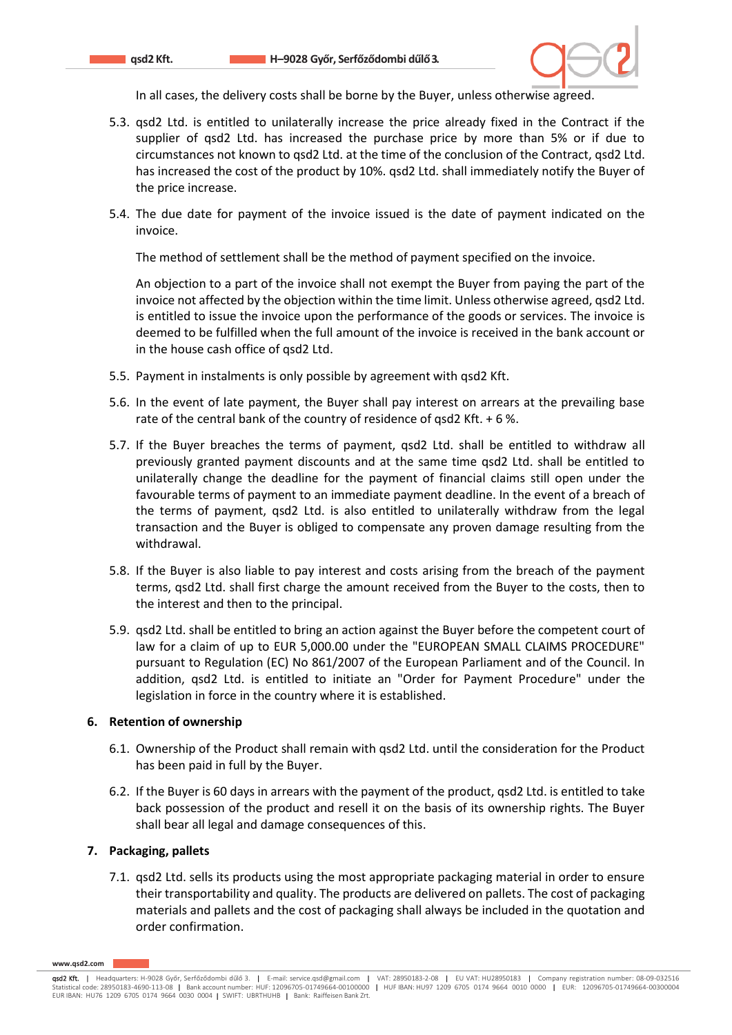In all cases, the delivery costs shall be borne by the Buyer, unless otherwise agreed.

5.3. qsd2 Ltd. is entitled to unilaterally increase the price already fixed in the Contract if the supplier of qsd2 Ltd. has increased the purchase price by more than 5% or if due to circumstances not known to qsd2 Ltd. at the time of the conclusion of the Contract, qsd2 Ltd. has increased the cost of the product by 10%. qsd2 Ltd. shall immediately notify the Buyer of the price increase.

5.4. The due date for payment of the invoice issued is the date of payment indicated on the invoice.

The method of settlement shall be the method of payment specified on the invoice.

An objection to a part of the invoice shall not exempt the Buyer from paying the part of the invoice not affected by the objection within the time limit. Unless otherwise agreed, qsd2 Ltd. is entitled to issue the invoice upon the performance of the goods or services. The invoice is deemed to be fulfilled when the full amount of the invoice is received in the bank account or in the house cash office of qsd2 Ltd.

5.5. Payment in instalments is only possible by agreement with qsd2 Kft.

5.6. In the event of late payment, the Buyer shall pay interest on arrears at the prevailing base rate of the central bank of the country of residence of qsd2 Kft. + 6 %.

5.7. If the Buyer breaches the terms of payment, qsd2 Ltd. shall be entitled to withdraw all previously granted payment discounts and at the same time qsd2 Ltd. shall be entitled to unilaterally change the deadline for the payment of financial claims still open under the favourable terms of payment to an immediate payment deadline. In the event of a breach of the terms of payment, qsd2 Ltd. is also entitled to unilaterally withdraw from the legal transaction and the Buyer is obliged to compensate any proven damage resulting from the withdrawal.

5.8. If the Buyer is also liable to pay interest and costs arising from the breach of the payment terms, qsd2 Ltd. shall first charge the amount received from the Buyer to the costs, then to the interest and then to the principal.

5.9. qsd2 Ltd. shall be entitled to bring an action against the Buyer before the competent court of law for a claim of up to EUR 5,000.00 under the "EUROPEAN SMALL CLAIMS PROCEDURE" pursuant to Regulation (EC) No 861/2007 of the European Parliament and of the Council. In addition, qsd2 Ltd. is entitled to initiate an "Order for Payment Procedure" under the legislation in force in the country where it is established.

## 6. Retention of ownership

6.1. Ownership of the Product shall remain with qsd2 Ltd. until the consideration for the Product has been paid in full by the Buyer.

6.2. If the Buyer is 60 days in arrears with the payment of the product, qsd2 Ltd. is entitled to take back possession of the product and resell it on the basis of its ownership rights. The Buyer shall bear all legal and damage consequences of this.

## 7. Packaging, pallets

7.1. qsd2 Ltd. sells its products using the most appropriate packaging material in order to ensure their transportability and quality. The products are delivered on pallets. The cost of packaging materials and pallets and the cost of packaging shall always be included in the quotation and order confirmation.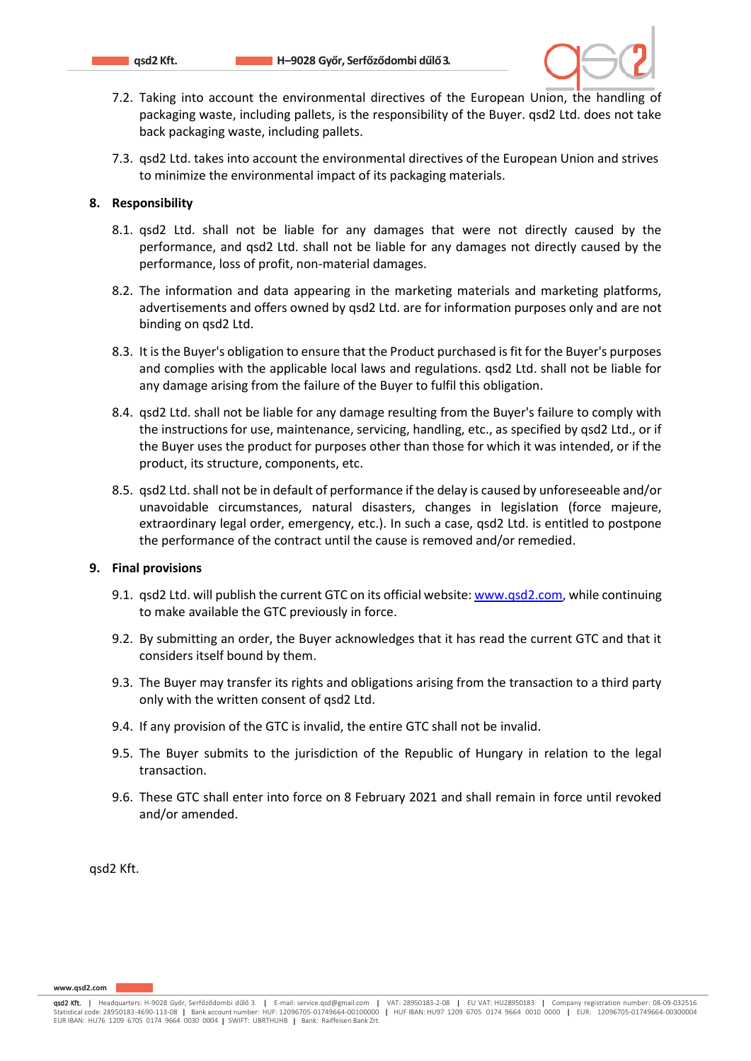7.2. Taking into account the environmental directives of the European Union, the handling of packaging waste, including pallets, is the responsibility of the Buyer. qsd2 Ltd. does not take back packaging waste, including pallets.

7.3. qsd2 Ltd. takes into account the environmental directives of the European Union and strives to minimize the environmental impact of its packaging materials.

## 8. Responsibility

8.1. qsd2 Ltd. shall not be liable for any damages that were not directly caused by the performance, and qsd2 Ltd. shall not be liable for any damages not directly caused by the performance, loss of profit, non-material damages.

8.2. The information and data appearing in the marketing materials and marketing platforms, advertisements and offers owned by qsd2 Ltd. are for information purposes only and are not binding on qsd2 Ltd.

8.3. It is the Buyer's obligation to ensure that the Product purchased is fit for the Buyer's purposes and complies with the applicable local laws and regulations. qsd2 Ltd. shall not be liable for any damage arising from the failure of the Buyer to fulfil this obligation.

8.4. qsd2 Ltd. shall not be liable for any damage resulting from the Buyer's failure to comply with the instructions for use, maintenance, servicing, handling, etc., as specified by qsd2 Ltd., or if the Buyer uses the product for purposes other than those for which it was intended, or if the product, its structure, components, etc.

8.5. qsd2 Ltd. shall not be in default of performance if the delay is caused by unforeseeable and/or unavoidable circumstances, natural disasters, changes in legislation (force majeure, extraordinary legal order, emergency, etc.). In such a case, qsd2 Ltd. is entitled to postpone the performance of the contract until the cause is removed and/or remedied.

## 9. Final provisions

9.1. qsd2 Ltd. will publish the current GTC on its official website: www.qsd2.com, while continuing to make available the GTC previously in force.

9.2. By submitting an order, the Buyer acknowledges that it has read the current GTC and that it considers itself bound by them.

9.3. The Buyer may transfer its rights and obligations arising from the transaction to a third party only with the written consent of qsd2 Ltd.

9.4. If any provision of the GTC is invalid, the entire GTC shall not be invalid.

9.5. The Buyer submits to the jurisdiction of the Republic of Hungary in relation to the legal transaction.

9.6. These GTC shall enter into force on 8 February 2021 and shall remain in force until revoked and/or amended.

qsd2 Kft.